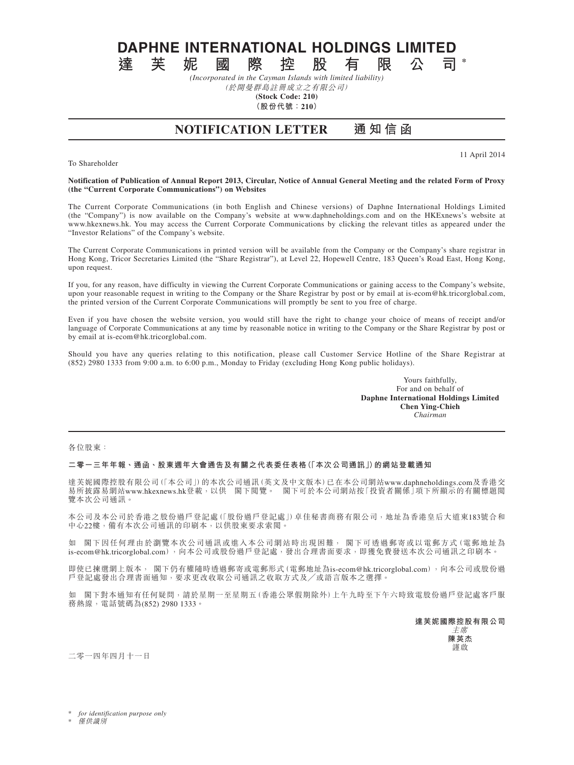# DAPHNE INTERNATIONAL HOLDINGS LIMITED

# 達芙妮國際控股有限公司*

*(Incorporated in the Cayman Islands with limited liability)*

*(於開曼群島註冊成立之有限公司)*

**(Stock Code: 210)**

**(股份代號：210)**

## NOTIFICATION LETTER　通知信函

11 April 2014

To Shareholder

**Notification of Publication of Annual Report 2013, Circular, Notice of Annual General Meeting and the related Form of Proxy (the "Current Corporate Communications") on Websites**

The Current Corporate Communications (in both English and Chinese versions) of Daphne International Holdings Limited (the "Company") is now available on the Company's website at www.daphneholdings.com and on the HKExnews's website at www.hkexnews.hk. You may access the Current Corporate Communications by clicking the relevant titles as appeared under the "Investor Relations" of the Company's website.

The Current Corporate Communications in printed version will be available from the Company or the Company's share registrar in Hong Kong, Tricor Secretaries Limited (the "Share Registrar"), at Level 22, Hopewell Centre, 183 Queen's Road East, Hong Kong, upon request.

If you, for any reason, have difficulty in viewing the Current Corporate Communications or gaining access to the Company's website, upon your reasonable request in writing to the Company or the Share Registrar by post or by email at is-ecom@hk.tricorglobal.com, the printed version of the Current Corporate Communications will promptly be sent to you free of charge.

Even if you have chosen the website version, you would still have the right to change your choice of means of receipt and/or language of Corporate Communications at any time by reasonable notice in writing to the Company or the Share Registrar by post or by email at is-ecom@hk.tricorglobal.com.

Should you have any queries relating to this notification, please call Customer Service Hotline of the Share Registrar at (852) 2980 1333 from 9:00 a.m. to 6:00 p.m., Monday to Friday (excluding Hong Kong public holidays).

Yours faithfully,
For and on behalf of
**Daphne International Holdings Limited**
**Chen Ying-Chieh**
*Chairman*

---

各位股東：

**二零一三年年報、通函、股東週年大會通告及有關之代表委任表格(「本次公司通訊」)的網站登載通知**

達芙妮國際控股有限公司(「本公司」)的本次公司通訊(英文及中文版本)已在本公司網站www.daphneholdings.com及香港交易所披露易網站www.hkexnews.hk登載，以供　閣下閱覽。　閣下可於本公司網站按「投資者關係」項下所顯示的有關標題閱覽本次公司通訊。

本公司及本公司於香港之股份過戶登記處(「股份過戶登記處」)卓佳秘書商務有限公司，地址為香港皇后大道東183號合和中心22樓，備有本次公司通訊的印刷本，以供股東要求索閱。

如　閣下因任何理由於瀏覽本次公司通訊或進入本公司網站時出現困難，　閣下可透過郵寄或以電郵方式(電郵地址為is-ecom@hk.tricorglobal.com)，向本公司或股份過戶登記處，發出合理書面要求，即獲免費發送本次公司通訊之印刷本。

即使已揀選網上版本，　閣下仍有權隨時透過郵寄或電郵形式(電郵地址為is-ecom@hk.tricorglobal.com)，向本公司或股份過戶登記處發出合理書面通知，要求更改收取公司通訊之收取方式及╱或語言版本之選擇。

如　閣下對本通知有任何疑問，請於星期一至星期五(香港公眾假期除外)上午九時至下午六時致電股份過戶登記處客戶服務熱線，電話號碼為(852) 2980 1333。

**達芙妮國際控股有限公司**
*主席*
**陳英杰**
謹啟

二零一四年四月十一日

\* *for identification purpose only*
\* *僅供識別*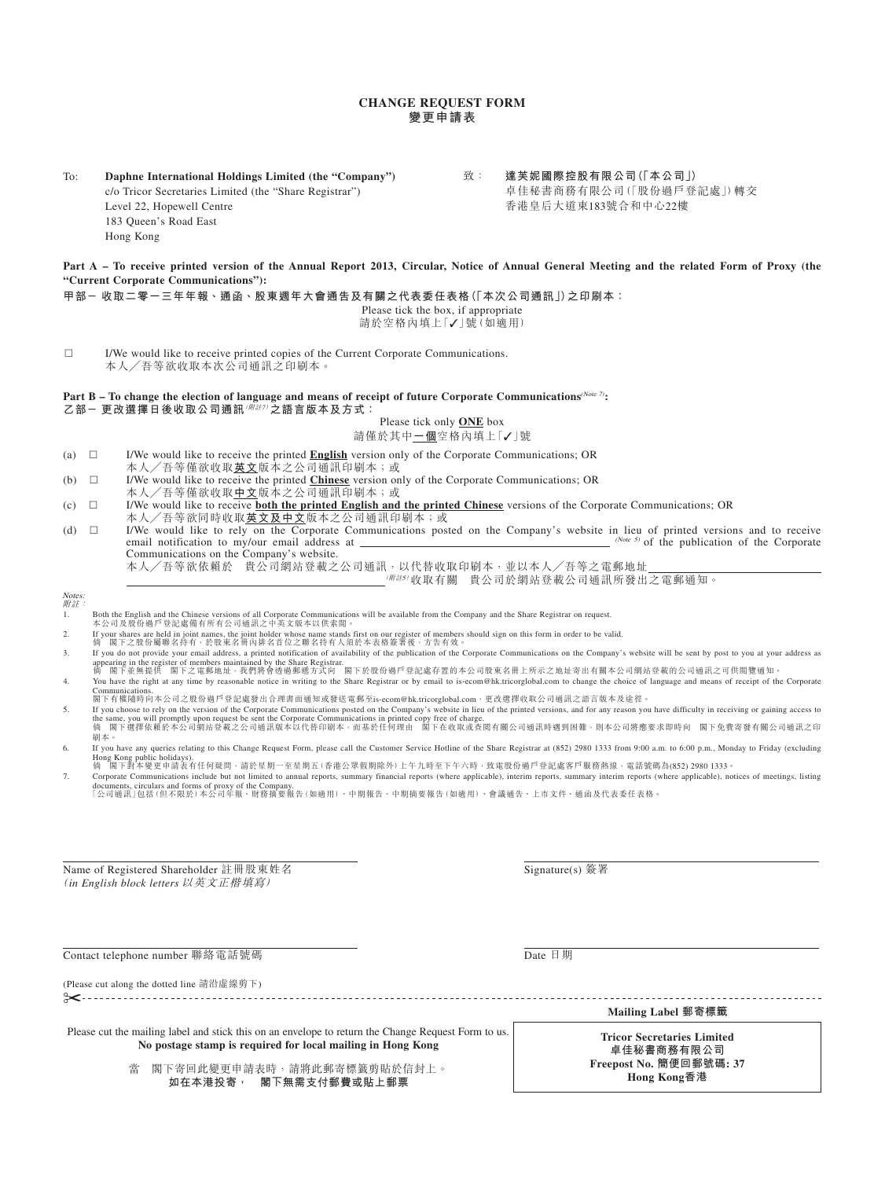# CHANGE REQUEST FORM
# 變更申請表

To: **Daphne International Holdings Limited (the "Company")**
c/o Tricor Secretaries Limited (the "Share Registrar")
Level 22, Hopewell Centre
183 Queen's Road East
Hong Kong

致： **達芙妮國際控股有限公司(「本公司」)**
卓佳秘書商務有限公司(「股份過戶登記處」)轉交
香港皇后大道東183號合和中心22樓

**Part A – To receive printed version of the Annual Report 2013, Circular, Notice of Annual General Meeting and the related Form of Proxy (the "Current Corporate Communications"):**

**甲部－ 收取二零一三年年報、通函、股東週年大會通告及有關之代表委任表格(「本次公司通訊」)之印刷本：**

Please tick the box, if appropriate
請於空格內填上「✓」號(如適用)

☐ I/We would like to receive printed copies of the Current Corporate Communications.
本人／吾等欲收取本次公司通訊之印刷本。

**Part B – To change the election of language and means of receipt of future Corporate Communications(Note 7):**

**乙部－ 更改選擇日後收取公司通訊(附註7)之語言版本及方式：**

Please tick only **ONE** box
請僅於其中**一個**空格內填上「✓」號

(a) ☐ I/We would like to receive the printed **English** version only of the Corporate Communications; OR
本人／吾等僅欲收取**英文**版本之公司通訊印刷本；或

(b) ☐ I/We would like to receive the printed **Chinese** version only of the Corporate Communications; OR
本人／吾等僅欲收取**中文**版本之公司通訊印刷本；或

(c) ☐ I/We would like to receive **both the printed English and the printed Chinese** versions of the Corporate Communications; OR
本人／吾等欲同時收取**英文及中文**版本之公司通訊印刷本；或

(d) ☐ I/We would like to rely on the Corporate Communications posted on the Company's website in lieu of printed versions and to receive email notification to my/our email address at ____________________ (Note 5) of the publication of the Corporate Communications on the Company's website.
本人／吾等欲依賴於 貴公司網站登載之公司通訊，以代替收取印刷本，並以本人／吾等之電郵地址____________________(附註5)收取有關 貴公司於網站登載公司通訊所發出之電郵通知。

*Notes:*
*附註：*

1. Both the English and the Chinese versions of all Corporate Communications will be available from the Company and the Share Registrar on request.
本公司及股份過戶登記處備有所有公司通訊之中英文版本以供索閱。
2. If your shares are held in joint names, the joint holder whose name stands first on our register of members should sign on this form in order to be valid.
倘 閣下之股份屬聯名持有，於股東名冊內排名首位之聯名持有人須於本表格簽署後，方告有效。
3. If you do not provide your email address, a printed notification of availability of the publication of the Corporate Communications on the Company's website will be sent by post to you at your address as appearing in the register of members maintained by the Share Registrar.
倘 閣下並無提供 閣下之電郵地址，我們將會透過郵遞方式向 閣下於股份過戶登記處存置的本公司股東名冊上所示之地址寄出有關本公司網站登載的公司通訊之可供閱覽通知。
4. You have the right at any time by reasonable notice in writing to the Share Registrar or by email to is-ecom@hk.tricorglobal.com to change the choice of language and means of receipt of the Corporate Communications.
閣下有權隨時向本公司之股份過戶登記處發出合理書面通知或發送電郵至is-ecom@hk.tricorglobal.com，更改選擇收取公司通訊之語言版本及途徑。
5. If you choose to rely on the version of the Corporate Communications posted on the Company's website in lieu of the printed versions, and for any reason you have difficulty in receiving or gaining access to the same, you will promptly upon request be sent the Corporate Communications in printed copy free of charge.
倘 閣下選擇依賴於本公司網站登載之公司通訊版本以代替印刷本，而基於任何理由 閣下在收取或查閱有關公司通訊時遇到困難，則本公司將應要求即時向 閣下免費寄發有關公司通訊之印刷本。
6. If you have any queries relating to this Change Request Form, please call the Customer Service Hotline of the Share Registrar at (852) 2980 1333 from 9:00 a.m. to 6:00 p.m., Monday to Friday (excluding Hong Kong public holidays).
倘 閣下對本變更申請表有任何疑問，請於星期一至星期五(香港公眾假期除外)上午九時至下午六時，致電股份過戶登記處客戶服務熱線，電話號碼為(852) 2980 1333。
7. Corporate Communications include but not limited to annual reports, summary financial reports (where applicable), interim reports, summary interim reports (where applicable), notices of meetings, listing documents, circulars and forms of proxy of the Company.
「公司通訊」包括(但不限於)本公司年報、財務摘要報告(如適用)、中期報告、中期摘要報告(如適用)、會議通告、上市文件、通函及代表委任表格。

Name of Registered Shareholder 註冊股東姓名
*(in English block letters 以英文正楷填寫)*

Signature(s) 簽署

Contact telephone number 聯絡電話號碼

Date 日期

(Please cut along the dotted line 請沿虛線剪下)

Please cut the mailing label and stick this on an envelope to return the Change Request Form to us.
**No postage stamp is required for local mailing in Hong Kong**

當 閣下寄回此變更申請表時，請將此郵寄標籤剪貼於信封上。
**如在本港投寄， 閣下無需支付郵費或貼上郵票**

**Mailing Label 郵寄標籤**

**Tricor Secretaries Limited**
**卓佳秘書商務有限公司**
**Freepost No. 簡便回郵號碼: 37**
**Hong Kong香港**